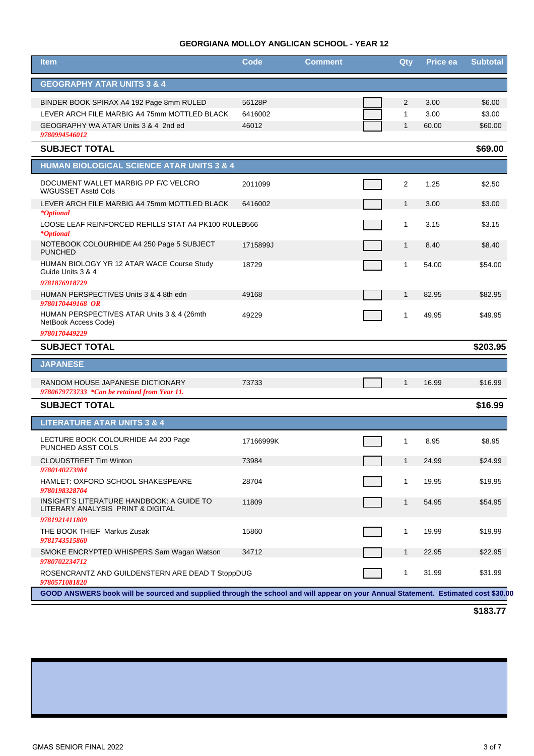**GEORGIANA MOLLOY ANGLICAN SCHOOL - YEAR 12**

| Item | Code | Comment | Qty | Price ea | Subtotal |
|---|---|---|---|---|---|
| **GEOGRAPHY ATAR UNITS 3 & 4** | | | | | |
| BINDER BOOK SPIRAX A4 192 Page 8mm RULED | 56128P | | 2 | 3.00 | $6.00 |
| LEVER ARCH FILE MARBIG A4 75mm MOTTLED BLACK | 6416002 | | 1 | 3.00 | $3.00 |
| GEOGRAPHY WA ATAR Units 3 & 4 2nd ed *9780994546012* | 46012 | | 1 | 60.00 | $60.00 |
| **SUBJECT TOTAL** | | | | | **$69.00** |
| **HUMAN BIOLOGICAL SCIENCE ATAR UNITS 3 & 4** | | | | | |
| DOCUMENT WALLET MARBIG PP F/C VELCRO W/GUSSET Asstd Cols | 2011099 | | 2 | 1.25 | $2.50 |
| LEVER ARCH FILE MARBIG A4 75mm MOTTLED BLACK *\*Optional* | 6416002 | | 1 | 3.00 | $3.00 |
| LOOSE LEAF REINFORCED REFILLS STAT A4 PK100 RULED *\*Optional* | 0566 | | 1 | 3.15 | $3.15 |
| NOTEBOOK COLOURHIDE A4 250 Page 5 SUBJECT PUNCHED | 1715899J | | 1 | 8.40 | $8.40 |
| HUMAN BIOLOGY YR 12 ATAR WACE Course Study Guide Units 3 & 4 *9781876918729* | 18729 | | 1 | 54.00 | $54.00 |
| HUMAN PERSPECTIVES Units 3 & 4 8th edn *9780170449168 OR* | 49168 | | 1 | 82.95 | $82.95 |
| HUMAN PERSPECTIVES ATAR Units 3 & 4 (26mth NetBook Access Code) *9780170449229* | 49229 | | 1 | 49.95 | $49.95 |
| **SUBJECT TOTAL** | | | | | **$203.95** |
| **JAPANESE** | | | | | |
| RANDOM HOUSE JAPANESE DICTIONARY *9780679773733 \*Can be retained from Year 11.* | 73733 | | 1 | 16.99 | $16.99 |
| **SUBJECT TOTAL** | | | | | **$16.99** |
| **LITERATURE ATAR UNITS 3 & 4** | | | | | |
| LECTURE BOOK COLOURHIDE A4 200 Page PUNCHED ASST COLS | 17166999K | | 1 | 8.95 | $8.95 |
| CLOUDSTREET Tim Winton *9780140273984* | 73984 | | 1 | 24.99 | $24.99 |
| HAMLET: OXFORD SCHOOL SHAKESPEARE *9780198328704* | 28704 | | 1 | 19.95 | $19.95 |
| INSIGHT`S LITERATURE HANDBOOK: A GUIDE TO LITERARY ANALYSIS PRINT & DIGITAL *9781921411809* | 11809 | | 1 | 54.95 | $54.95 |
| THE BOOK THIEF Markus Zusak *9781743515860* | 15860 | | 1 | 19.99 | $19.99 |
| SMOKE ENCRYPTED WHISPERS Sam Wagan Watson *9780702234712* | 34712 | | 1 | 22.95 | $22.95 |
| ROSENCRANTZ AND GUILDENSTERN ARE DEAD T Stopp *9780571081820* | DUG | | 1 | 31.99 | $31.99 |
| **GOOD ANSWERS book will be sourced and supplied through the school and will appear on your Annual Statement. Estimated cost $30.00** | | | | | |
| | | | | | **$183.77** |

GMAS SENIOR FINAL 2022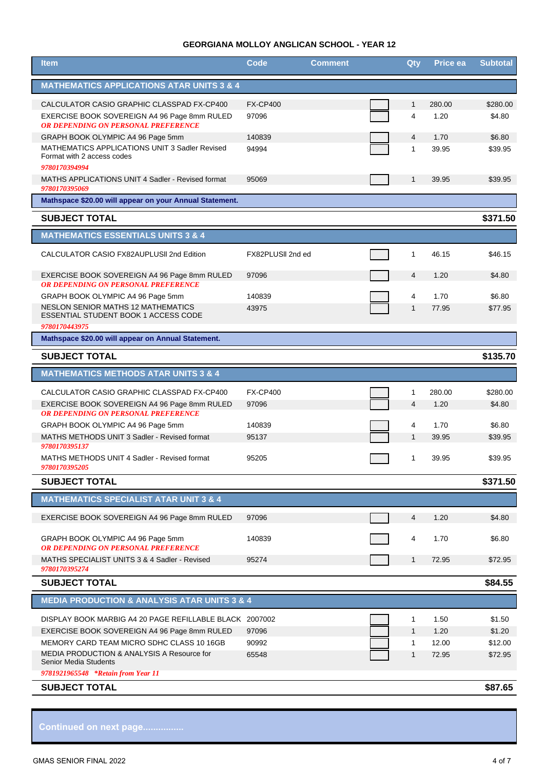**GEORGIANA MOLLOY ANGLICAN SCHOOL - YEAR 12**

| Item | Code | Comment | Qty | Price ea | Subtotal |
|---|---|---|---|---|---|
| **MATHEMATICS APPLICATIONS ATAR UNITS 3 & 4** | | | | | |
| CALCULATOR CASIO GRAPHIC CLASSPAD FX-CP400 | FX-CP400 | | 1 | 280.00 | $280.00 |
| EXERCISE BOOK SOVEREIGN A4 96 Page 8mm RULED *OR DEPENDING ON PERSONAL PREFERENCE* | 97096 | | 4 | 1.20 | $4.80 |
| GRAPH BOOK OLYMPIC A4 96 Page 5mm | 140839 | | 4 | 1.70 | $6.80 |
| MATHEMATICS APPLICATIONS UNIT 3 Sadler Revised Format with 2 access codes *9780170394994* | 94994 | | 1 | 39.95 | $39.95 |
| MATHS APPLICATIONS UNIT 4 Sadler - Revised format *9780170395069* | 95069 | | 1 | 39.95 | $39.95 |
| **Mathspace $20.00 will appear on your Annual Statement.** | | | | | |
| **SUBJECT TOTAL** | | | | | **$371.50** |
| **MATHEMATICS ESSENTIALS UNITS 3 & 4** | | | | | |
| CALCULATOR CASIO FX82AUPLUSII 2nd Edition | FX82PLUSII 2nd ed | | 1 | 46.15 | $46.15 |
| EXERCISE BOOK SOVEREIGN A4 96 Page 8mm RULED *OR DEPENDING ON PERSONAL PREFERENCE* | 97096 | | 4 | 1.20 | $4.80 |
| GRAPH BOOK OLYMPIC A4 96 Page 5mm | 140839 | | 4 | 1.70 | $6.80 |
| NESLON SENIOR MATHS 12 MATHEMATICS ESSENTIAL STUDENT BOOK 1 ACCESS CODE *9780170443975* | 43975 | | 1 | 77.95 | $77.95 |
| **Mathspace $20.00 will appear on Annual Statement.** | | | | | |
| **SUBJECT TOTAL** | | | | | **$135.70** |
| **MATHEMATICS METHODS ATAR UNITS 3 & 4** | | | | | |
| CALCULATOR CASIO GRAPHIC CLASSPAD FX-CP400 | FX-CP400 | | 1 | 280.00 | $280.00 |
| EXERCISE BOOK SOVEREIGN A4 96 Page 8mm RULED *OR DEPENDING ON PERSONAL PREFERENCE* | 97096 | | 4 | 1.20 | $4.80 |
| GRAPH BOOK OLYMPIC A4 96 Page 5mm | 140839 | | 4 | 1.70 | $6.80 |
| MATHS METHODS UNIT 3 Sadler - Revised format *9780170395137* | 95137 | | 1 | 39.95 | $39.95 |
| MATHS METHODS UNIT 4 Sadler - Revised format *9780170395205* | 95205 | | 1 | 39.95 | $39.95 |
| **SUBJECT TOTAL** | | | | | **$371.50** |
| **MATHEMATICS SPECIALIST ATAR UNIT 3 & 4** | | | | | |
| EXERCISE BOOK SOVEREIGN A4 96 Page 8mm RULED | 97096 | | 4 | 1.20 | $4.80 |
| GRAPH BOOK OLYMPIC A4 96 Page 5mm *OR DEPENDING ON PERSONAL PREFERENCE* | 140839 | | 4 | 1.70 | $6.80 |
| MATHS SPECIALIST UNITS 3 & 4 Sadler - Revised *9780170395274* | 95274 | | 1 | 72.95 | $72.95 |
| **SUBJECT TOTAL** | | | | | **$84.55** |
| **MEDIA PRODUCTION & ANALYSIS ATAR UNITS 3 & 4** | | | | | |
| DISPLAY BOOK MARBIG A4 20 PAGE REFILLABLE BLACK | 2007002 | | 1 | 1.50 | $1.50 |
| EXERCISE BOOK SOVEREIGN A4 96 Page 8mm RULED | 97096 | | 1 | 1.20 | $1.20 |
| MEMORY CARD TEAM MICRO SDHC CLASS 10 16GB | 90992 | | 1 | 12.00 | $12.00 |
| MEDIA PRODUCTION & ANALYSIS A Resource for Senior Media Students *9781921965548* *\*Retain from Year 11* | 65548 | | 1 | 72.95 | $72.95 |
| **SUBJECT TOTAL** | | | | | **$87.65** |

**Continued on next page................**

GMAS SENIOR FINAL 2022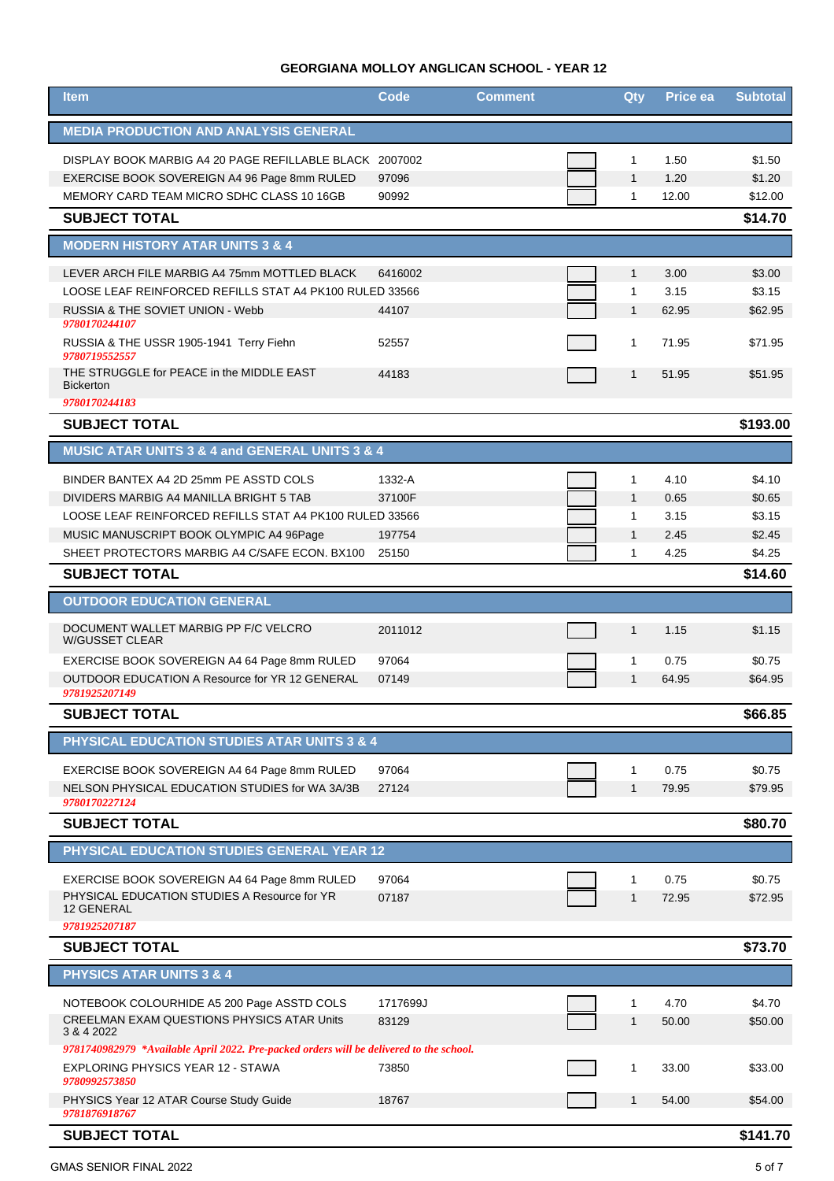## GEORGIANA MOLLOY ANGLICAN SCHOOL - YEAR 12

| Item | Code | Comment | Qty | Price ea | Subtotal |
|---|---|---|---|---|---|
| **MEDIA PRODUCTION AND ANALYSIS GENERAL** | | | | | |
| DISPLAY BOOK MARBIG A4 20 PAGE REFILLABLE BLACK | 2007002 | | 1 | 1.50 | $1.50 |
| EXERCISE BOOK SOVEREIGN A4 96 Page 8mm RULED | 97096 | | 1 | 1.20 | $1.20 |
| MEMORY CARD TEAM MICRO SDHC CLASS 10 16GB | 90992 | | 1 | 12.00 | $12.00 |
| **SUBJECT TOTAL** | | | | | **$14.70** |
| **MODERN HISTORY ATAR UNITS 3 & 4** | | | | | |
| LEVER ARCH FILE MARBIG A4 75mm MOTTLED BLACK | 6416002 | | 1 | 3.00 | $3.00 |
| LOOSE LEAF REINFORCED REFILLS STAT A4 PK100 RULED | 33566 | | 1 | 3.15 | $3.15 |
| RUSSIA & THE SOVIET UNION - Webb *9780170244107* | 44107 | | 1 | 62.95 | $62.95 |
| RUSSIA & THE USSR 1905-1941 Terry Fiehn *9780719552557* | 52557 | | 1 | 71.95 | $71.95 |
| THE STRUGGLE for PEACE in the MIDDLE EAST Bickerton *9780170244183* | 44183 | | 1 | 51.95 | $51.95 |
| **SUBJECT TOTAL** | | | | | **$193.00** |
| **MUSIC ATAR UNITS 3 & 4 and GENERAL UNITS 3 & 4** | | | | | |
| BINDER BANTEX A4 2D 25mm PE ASSTD COLS | 1332-A | | 1 | 4.10 | $4.10 |
| DIVIDERS MARBIG A4 MANILLA BRIGHT 5 TAB | 37100F | | 1 | 0.65 | $0.65 |
| LOOSE LEAF REINFORCED REFILLS STAT A4 PK100 RULED | 33566 | | 1 | 3.15 | $3.15 |
| MUSIC MANUSCRIPT BOOK OLYMPIC A4 96Page | 197754 | | 1 | 2.45 | $2.45 |
| SHEET PROTECTORS MARBIG A4 C/SAFE ECON. BX100 | 25150 | | 1 | 4.25 | $4.25 |
| **SUBJECT TOTAL** | | | | | **$14.60** |
| **OUTDOOR EDUCATION GENERAL** | | | | | |
| DOCUMENT WALLET MARBIG PP F/C VELCRO W/GUSSET CLEAR | 2011012 | | 1 | 1.15 | $1.15 |
| EXERCISE BOOK SOVEREIGN A4 64 Page 8mm RULED | 97064 | | 1 | 0.75 | $0.75 |
| OUTDOOR EDUCATION A Resource for YR 12 GENERAL *9781925207149* | 07149 | | 1 | 64.95 | $64.95 |
| **SUBJECT TOTAL** | | | | | **$66.85** |
| **PHYSICAL EDUCATION STUDIES ATAR UNITS 3 & 4** | | | | | |
| EXERCISE BOOK SOVEREIGN A4 64 Page 8mm RULED | 97064 | | 1 | 0.75 | $0.75 |
| NELSON PHYSICAL EDUCATION STUDIES for WA 3A/3B *9780170227124* | 27124 | | 1 | 79.95 | $79.95 |
| **SUBJECT TOTAL** | | | | | **$80.70** |
| **PHYSICAL EDUCATION STUDIES GENERAL YEAR 12** | | | | | |
| EXERCISE BOOK SOVEREIGN A4 64 Page 8mm RULED | 97064 | | 1 | 0.75 | $0.75 |
| PHYSICAL EDUCATION STUDIES A Resource for YR 12 GENERAL *9781925207187* | 07187 | | 1 | 72.95 | $72.95 |
| **SUBJECT TOTAL** | | | | | **$73.70** |
| **PHYSICS ATAR UNITS 3 & 4** | | | | | |
| NOTEBOOK COLOURHIDE A5 200 Page ASSTD COLS | 1717699J | | 1 | 4.70 | $4.70 |
| CREELMAN EXAM QUESTIONS PHYSICS ATAR Units 3 & 4 2022 *9781740982979 \*Available April 2022. Pre-packed orders will be delivered to the school.* | 83129 | | 1 | 50.00 | $50.00 |
| EXPLORING PHYSICS YEAR 12 - STAWA *9780992573850* | 73850 | | 1 | 33.00 | $33.00 |
| PHYSICS Year 12 ATAR Course Study Guide *9781876918767* | 18767 | | 1 | 54.00 | $54.00 |
| **SUBJECT TOTAL** | | | | | **$141.70** |

GMAS SENIOR FINAL 2022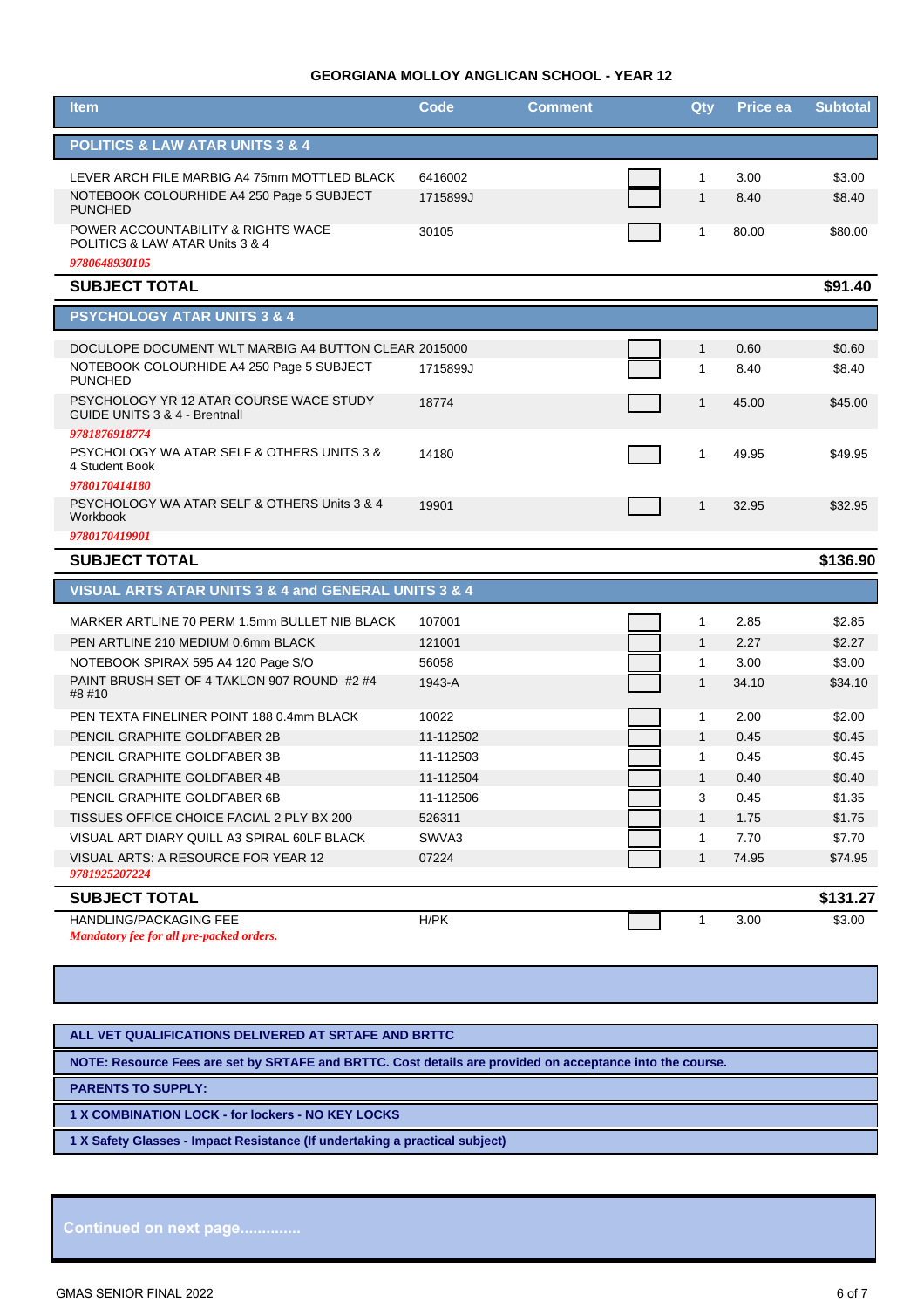## GEORGIANA MOLLOY ANGLICAN SCHOOL - YEAR 12

| Item | Code | Comment | Qty | Price ea | Subtotal |
|---|---|---|---|---|---|
| **POLITICS & LAW ATAR UNITS 3 & 4** | | | | | |
| LEVER ARCH FILE MARBIG A4 75mm MOTTLED BLACK | 6416002 | | 1 | 3.00 | $3.00 |
| NOTEBOOK COLOURHIDE A4 250 Page 5 SUBJECT PUNCHED | 1715899J | | 1 | 8.40 | $8.40 |
| POWER ACCOUNTABILITY & RIGHTS WACE POLITICS & LAW ATAR Units 3 & 4 *9780648930105* | 30105 | | 1 | 80.00 | $80.00 |
| **SUBJECT TOTAL** | | | | | **$91.40** |
| **PSYCHOLOGY ATAR UNITS 3 & 4** | | | | | |
| DOCULOPE DOCUMENT WLT MARBIG A4 BUTTON CLEAR | 2015000 | | 1 | 0.60 | $0.60 |
| NOTEBOOK COLOURHIDE A4 250 Page 5 SUBJECT PUNCHED | 1715899J | | 1 | 8.40 | $8.40 |
| PSYCHOLOGY YR 12 ATAR COURSE WACE STUDY GUIDE UNITS 3 & 4 - Brentnall *9781876918774* | 18774 | | 1 | 45.00 | $45.00 |
| PSYCHOLOGY WA ATAR SELF & OTHERS UNITS 3 & 4 Student Book *9780170414180* | 14180 | | 1 | 49.95 | $49.95 |
| PSYCHOLOGY WA ATAR SELF & OTHERS Units 3 & 4 Workbook *9780170419901* | 19901 | | 1 | 32.95 | $32.95 |
| **SUBJECT TOTAL** | | | | | **$136.90** |
| **VISUAL ARTS ATAR UNITS 3 & 4 and GENERAL UNITS 3 & 4** | | | | | |
| MARKER ARTLINE 70 PERM 1.5mm BULLET NIB BLACK | 107001 | | 1 | 2.85 | $2.85 |
| PEN ARTLINE 210 MEDIUM 0.6mm BLACK | 121001 | | 1 | 2.27 | $2.27 |
| NOTEBOOK SPIRAX 595 A4 120 Page S/O | 56058 | | 1 | 3.00 | $3.00 |
| PAINT BRUSH SET OF 4 TAKLON 907 ROUND #2 #4 #8 #10 | 1943-A | | 1 | 34.10 | $34.10 |
| PEN TEXTA FINELINER POINT 188 0.4mm BLACK | 10022 | | 1 | 2.00 | $2.00 |
| PENCIL GRAPHITE GOLDFABER 2B | 11-112502 | | 1 | 0.45 | $0.45 |
| PENCIL GRAPHITE GOLDFABER 3B | 11-112503 | | 1 | 0.45 | $0.45 |
| PENCIL GRAPHITE GOLDFABER 4B | 11-112504 | | 1 | 0.40 | $0.40 |
| PENCIL GRAPHITE GOLDFABER 6B | 11-112506 | | 3 | 0.45 | $1.35 |
| TISSUES OFFICE CHOICE FACIAL 2 PLY BX 200 | 526311 | | 1 | 1.75 | $1.75 |
| VISUAL ART DIARY QUILL A3 SPIRAL 60LF BLACK | SWVA3 | | 1 | 7.70 | $7.70 |
| VISUAL ARTS: A RESOURCE FOR YEAR 12 *9781925207224* | 07224 | | 1 | 74.95 | $74.95 |
| **SUBJECT TOTAL** | | | | | **$131.27** |
| HANDLING/PACKAGING FEE *Mandatory fee for all pre-packed orders.* | H/PK | | 1 | 3.00 | $3.00 |

**ALL VET QUALIFICATIONS DELIVERED AT SRTAFE AND BRTTC**

**NOTE: Resource Fees are set by SRTAFE and BRTTC. Cost details are provided on acceptance into the course.**

**PARENTS TO SUPPLY:**

**1 X COMBINATION LOCK - for lockers - NO KEY LOCKS**

**1 X Safety Glasses - Impact Resistance (If undertaking a practical subject)**

**Continued on next page..............**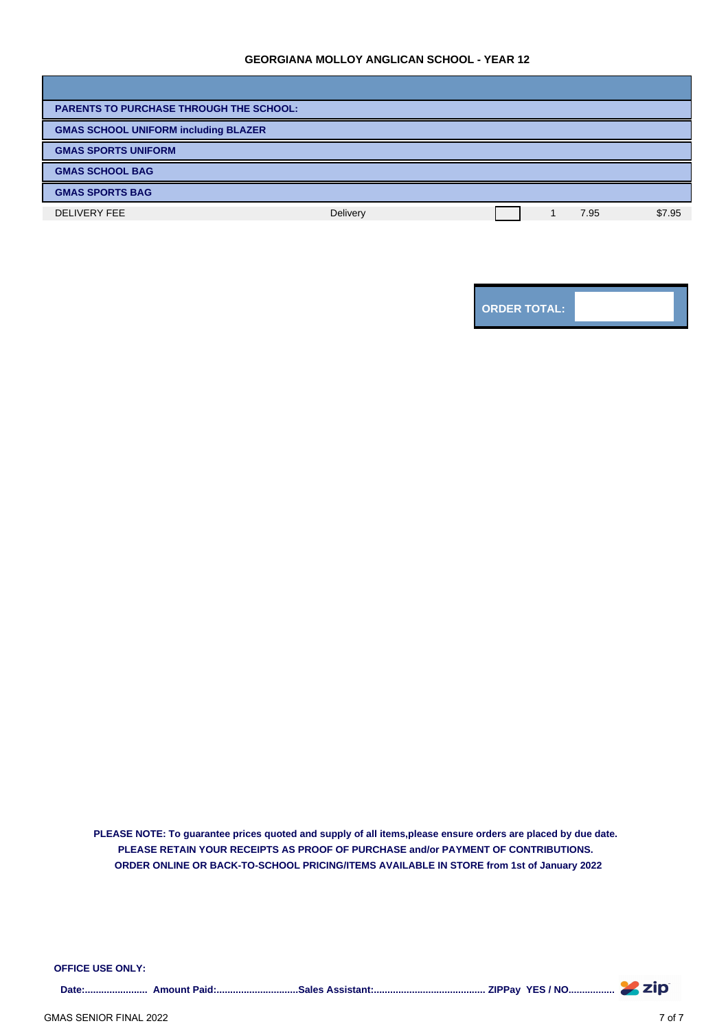## GEORGIANA MOLLOY ANGLICAN SCHOOL - YEAR 12

| | | | | | |
|---|---|---|---|---|---|
| **PARENTS TO PURCHASE THROUGH THE SCHOOL:** | | | | | |
| **GMAS SCHOOL UNIFORM including BLAZER** | | | | | |
| **GMAS SPORTS UNIFORM** | | | | | |
| **GMAS SCHOOL BAG** | | | | | |
| **GMAS SPORTS BAG** | | | | | |
| DELIVERY FEE | Delivery | | 1 | 7.95 | $7.95 |

**ORDER TOTAL:**

**PLEASE NOTE: To guarantee prices quoted and supply of all items,please ensure orders are placed by due date.**
**PLEASE RETAIN YOUR RECEIPTS AS PROOF OF PURCHASE and/or PAYMENT OF CONTRIBUTIONS.**
**ORDER ONLINE OR BACK-TO-SCHOOL PRICING/ITEMS AVAILABLE IN STORE from 1st of January 2022**

**OFFICE USE ONLY:**

**Date:...................... Amount Paid:............................Sales Assistant:....................................... ZIPPay YES / NO................** zip

GMAS SENIOR FINAL 2022